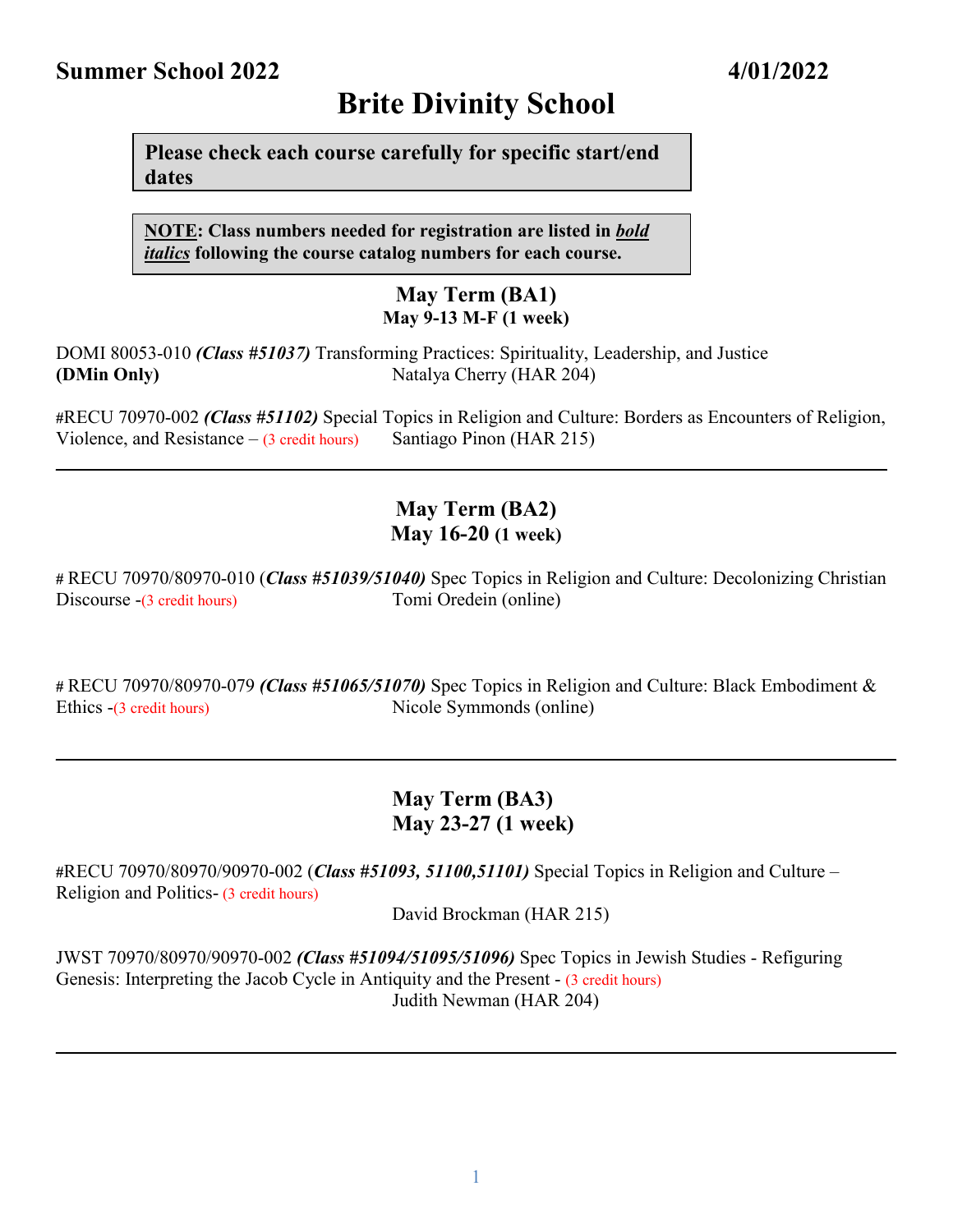**Summer School 2022** **4/01/2022**

# Brite Divinity School

**Please check each course carefully for specific start/end dates**

**NOTE: Class numbers needed for registration are listed in *bold italics* following the course catalog numbers for each course.**

## May Term (BA1)
### May 9-13 M-F (1 week)

DOMI 80053-010 ***(Class #51037)*** Transforming Practices: Spirituality, Leadership, and Justice
**(DMin Only)** Natalya Cherry (HAR 204)

#RECU 70970-002 ***(Class #51102)*** Special Topics in Religion and Culture: Borders as Encounters of Religion, Violence, and Resistance – (3 credit hours) Santiago Pinon (HAR 215)

---

## May Term (BA2)
### May 16-20 (1 week)

# RECU 70970/80970-010 (***Class #51039/51040)*** Spec Topics in Religion and Culture: Decolonizing Christian Discourse -(3 credit hours) Tomi Oredein (online)

# RECU 70970/80970-079 ***(Class #51065/51070)*** Spec Topics in Religion and Culture: Black Embodiment & Ethics -(3 credit hours) Nicole Symmonds (online)

---

## May Term (BA3)
### May 23-27 (1 week)

#RECU 70970/80970/90970-002 (***Class #51093, 51100,51101)*** Special Topics in Religion and Culture – Religion and Politics- (3 credit hours)
David Brockman (HAR 215)

JWST 70970/80970/90970-002 ***(Class #51094/51095/51096)*** Spec Topics in Jewish Studies - Refiguring Genesis: Interpreting the Jacob Cycle in Antiquity and the Present - (3 credit hours)
Judith Newman (HAR 204)

---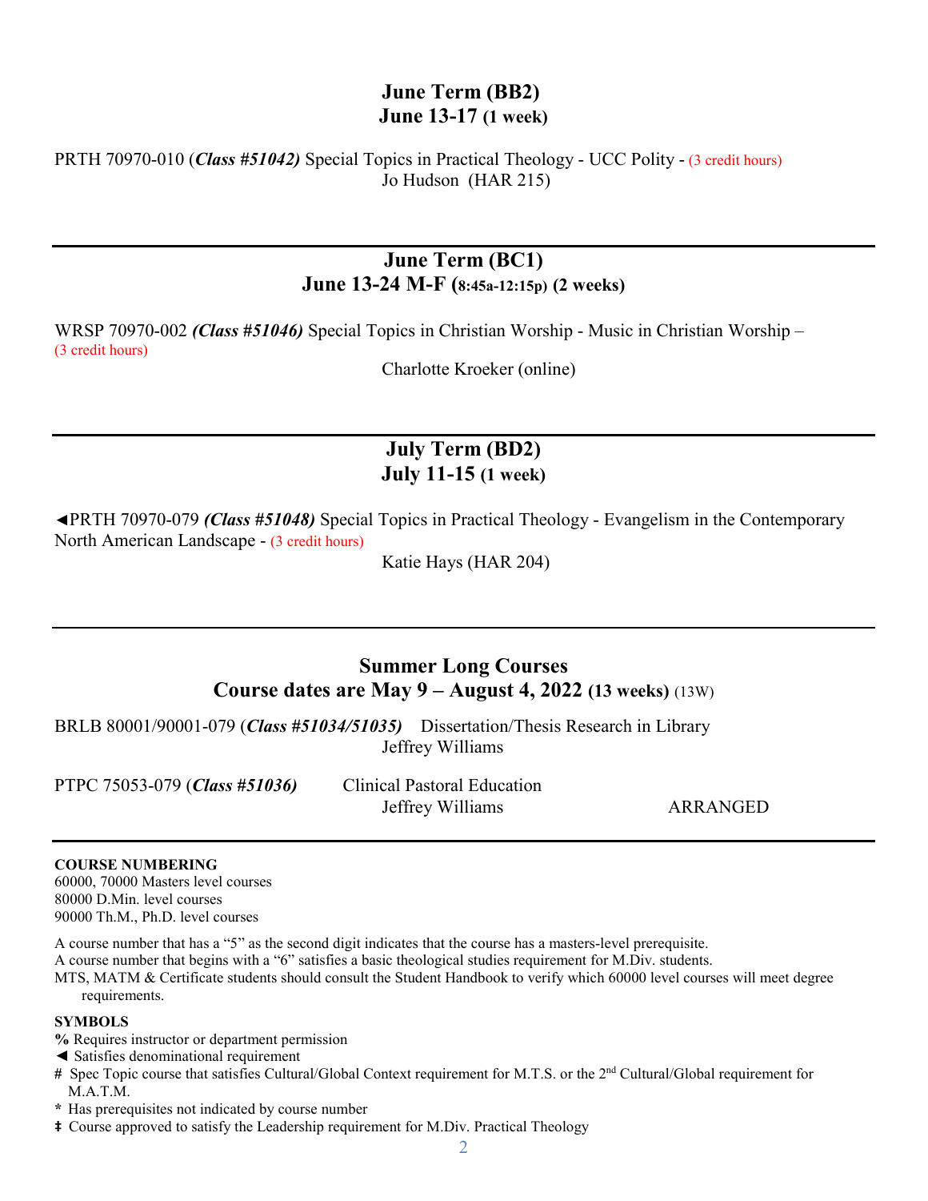## June Term (BB2)
## June 13-17 (1 week)

PRTH 70970-010 (***Class #51042)*** Special Topics in Practical Theology - UCC Polity - (3 credit hours)
Jo Hudson (HAR 215)

---

## June Term (BC1)
## June 13-24 M-F (8:45a-12:15p) (2 weeks)

WRSP 70970-002 ***(Class #51046)*** Special Topics in Christian Worship - Music in Christian Worship – (3 credit hours)
Charlotte Kroeker (online)

---

## July Term (BD2)
## July 11-15 (1 week)

◄PRTH 70970-079 ***(Class #51048)*** Special Topics in Practical Theology - Evangelism in the Contemporary North American Landscape - (3 credit hours)
Katie Hays (HAR 204)

---

## Summer Long Courses
## Course dates are May 9 – August 4, 2022 (13 weeks) (13W)

BRLB 80001/90001-079 (***Class #51034/51035)*** Dissertation/Thesis Research in Library
Jeffrey Williams

PTPC 75053-079 (***Class #51036)*** Clinical Pastoral Education
Jeffrey Williams ARRANGED

---

**COURSE NUMBERING**
60000, 70000 Masters level courses
80000 D.Min. level courses
90000 Th.M., Ph.D. level courses

A course number that has a "5" as the second digit indicates that the course has a masters-level prerequisite.
A course number that begins with a "6" satisfies a basic theological studies requirement for M.Div. students.
MTS, MATM & Certificate students should consult the Student Handbook to verify which 60000 level courses will meet degree requirements.

**SYMBOLS**
**%** Requires instructor or department permission
◄ Satisfies denominational requirement
\# Spec Topic course that satisfies Cultural/Global Context requirement for M.T.S. or the 2nd Cultural/Global requirement for M.A.T.M.
**\*** Has prerequisites not indicated by course number
**‡** Course approved to satisfy the Leadership requirement for M.Div. Practical Theology